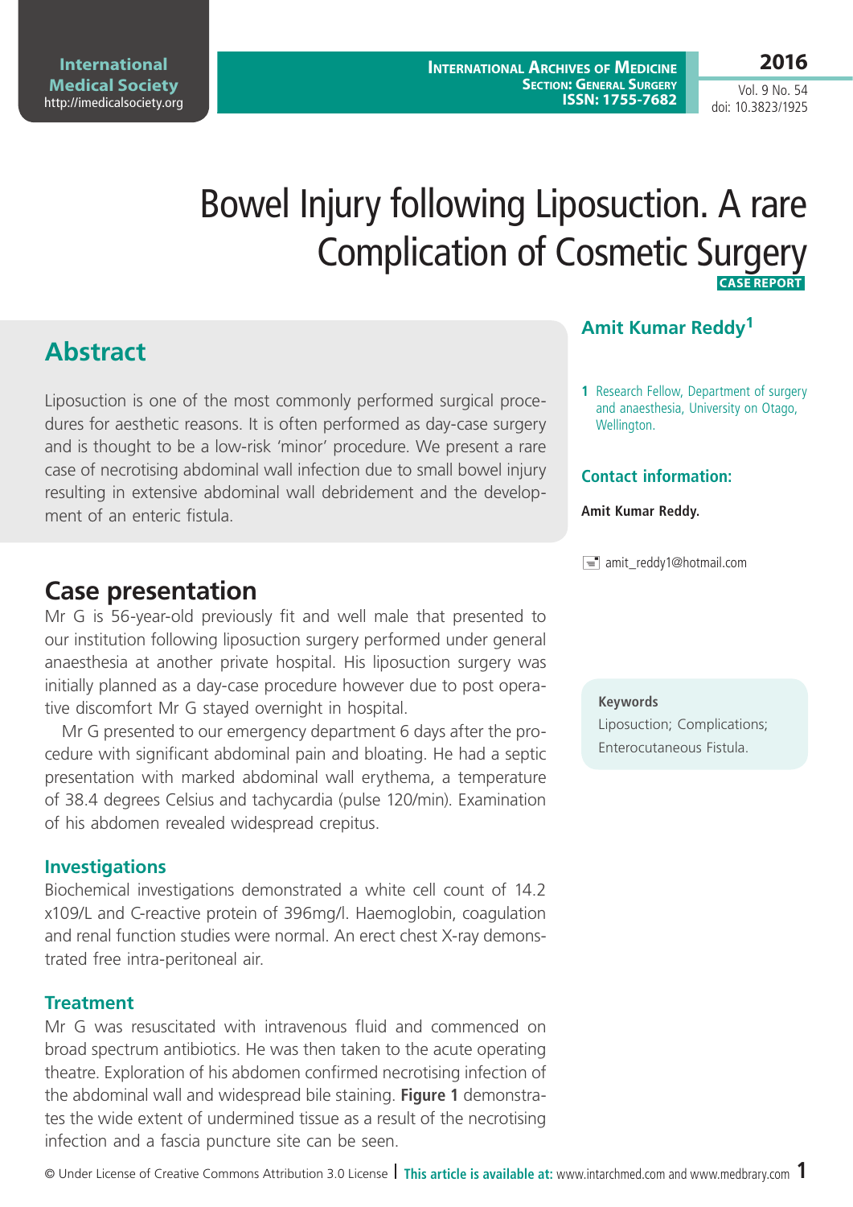# Bowel Injury following Liposuction. A rare Complication of Cosmetic Surgery

**CASE REPORT**

## Amit Kumar Reddy[1]

1 Research Fellow, Department of surgery and anaesthesia, University on Otago, Wellington.

### Contact information:

**Amit Kumar Reddy.**

amit_reddy1@hotmail.com

## Abstract

Liposuction is one of the most commonly performed surgical procedures for aesthetic reasons. It is often performed as day-case surgery and is thought to be a low-risk 'minor' procedure. We present a rare case of necrotising abdominal wall infection due to small bowel injury resulting in extensive abdominal wall debridement and the development of an enteric fistula.

**Keywords**

Liposuction; Complications; Enterocutaneous Fistula.

## Case presentation

Mr G is 56-year-old previously fit and well male that presented to our institution following liposuction surgery performed under general anaesthesia at another private hospital. His liposuction surgery was initially planned as a day-case procedure however due to post operative discomfort Mr G stayed overnight in hospital.

Mr G presented to our emergency department 6 days after the procedure with significant abdominal pain and bloating. He had a septic presentation with marked abdominal wall erythema, a temperature of 38.4 degrees Celsius and tachycardia (pulse 120/min). Examination of his abdomen revealed widespread crepitus.

### Investigations

Biochemical investigations demonstrated a white cell count of 14.2 x109/L and C-reactive protein of 396mg/l. Haemoglobin, coagulation and renal function studies were normal. An erect chest X-ray demonstrated free intra-peritoneal air.

### Treatment

Mr G was resuscitated with intravenous fluid and commenced on broad spectrum antibiotics. He was then taken to the acute operating theatre. Exploration of his abdomen confirmed necrotising infection of the abdominal wall and widespread bile staining. **Figure 1** demonstrates the wide extent of undermined tissue as a result of the necrotising infection and a fascia puncture site can be seen.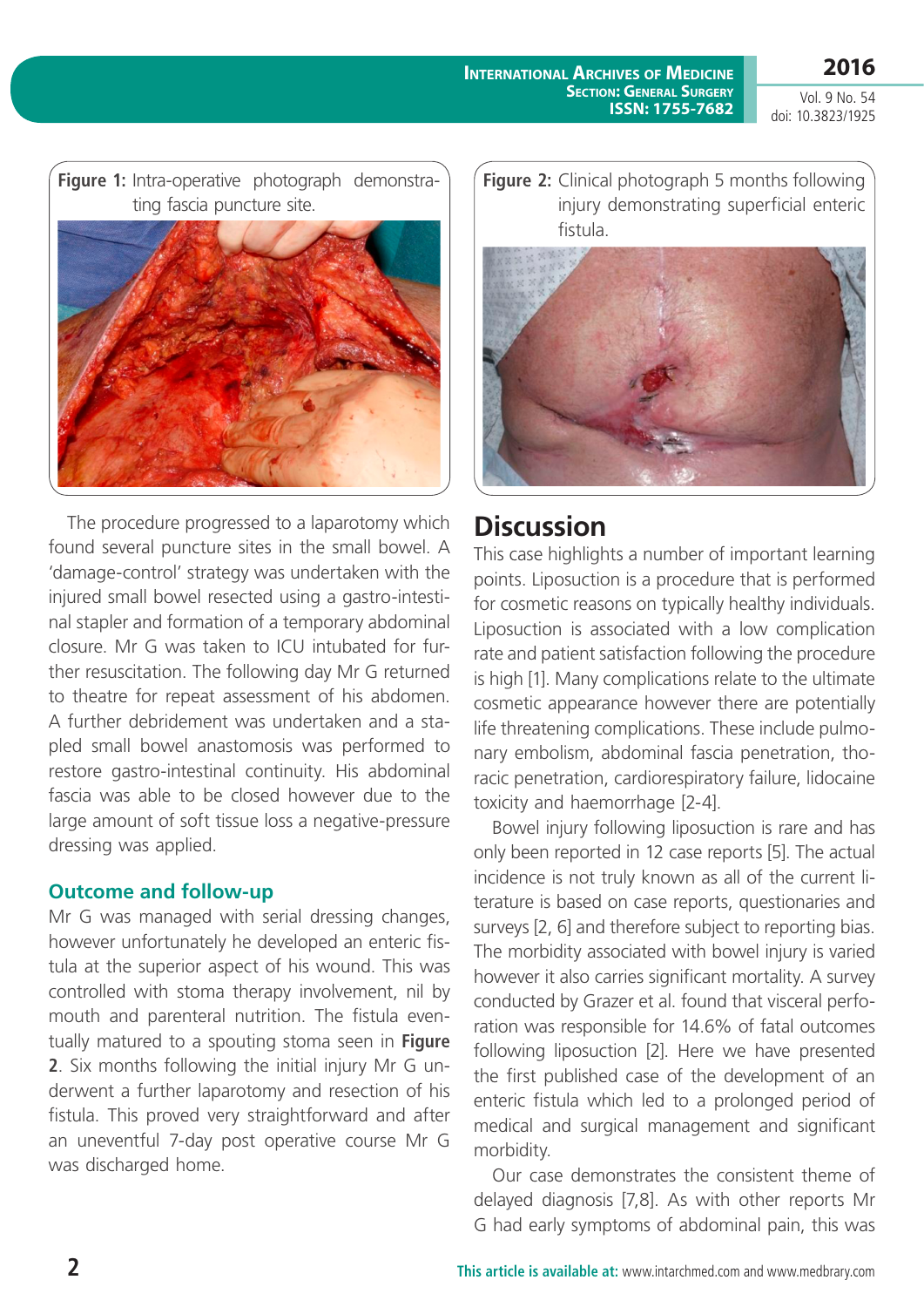**Figure 1:** Intra-operative photograph demonstrating fascia puncture site.

**Figure 2:** Clinical photograph 5 months following injury demonstrating superficial enteric fistula.

The procedure progressed to a laparotomy which found several puncture sites in the small bowel. A 'damage-control' strategy was undertaken with the injured small bowel resected using a gastro-intestinal stapler and formation of a temporary abdominal closure. Mr G was taken to ICU intubated for further resuscitation. The following day Mr G returned to theatre for repeat assessment of his abdomen. A further debridement was undertaken and a stapled small bowel anastomosis was performed to restore gastro-intestinal continuity. His abdominal fascia was able to be closed however due to the large amount of soft tissue loss a negative-pressure dressing was applied.

### Outcome and follow-up

Mr G was managed with serial dressing changes, however unfortunately he developed an enteric fistula at the superior aspect of his wound. This was controlled with stoma therapy involvement, nil by mouth and parenteral nutrition. The fistula eventually matured to a spouting stoma seen in **Figure 2**. Six months following the initial injury Mr G underwent a further laparotomy and resection of his fistula. This proved very straightforward and after an uneventful 7-day post operative course Mr G was discharged home.

## Discussion

This case highlights a number of important learning points. Liposuction is a procedure that is performed for cosmetic reasons on typically healthy individuals. Liposuction is associated with a low complication rate and patient satisfaction following the procedure is high [1]. Many complications relate to the ultimate cosmetic appearance however there are potentially life threatening complications. These include pulmonary embolism, abdominal fascia penetration, thoracic penetration, cardiorespiratory failure, lidocaine toxicity and haemorrhage [2-4].

Bowel injury following liposuction is rare and has only been reported in 12 case reports [5]. The actual incidence is not truly known as all of the current literature is based on case reports, questionaries and surveys [2, 6] and therefore subject to reporting bias. The morbidity associated with bowel injury is varied however it also carries significant mortality. A survey conducted by Grazer et al. found that visceral perforation was responsible for 14.6% of fatal outcomes following liposuction [2]. Here we have presented the first published case of the development of an enteric fistula which led to a prolonged period of medical and surgical management and significant morbidity.

Our case demonstrates the consistent theme of delayed diagnosis [7,8]. As with other reports Mr G had early symptoms of abdominal pain, this was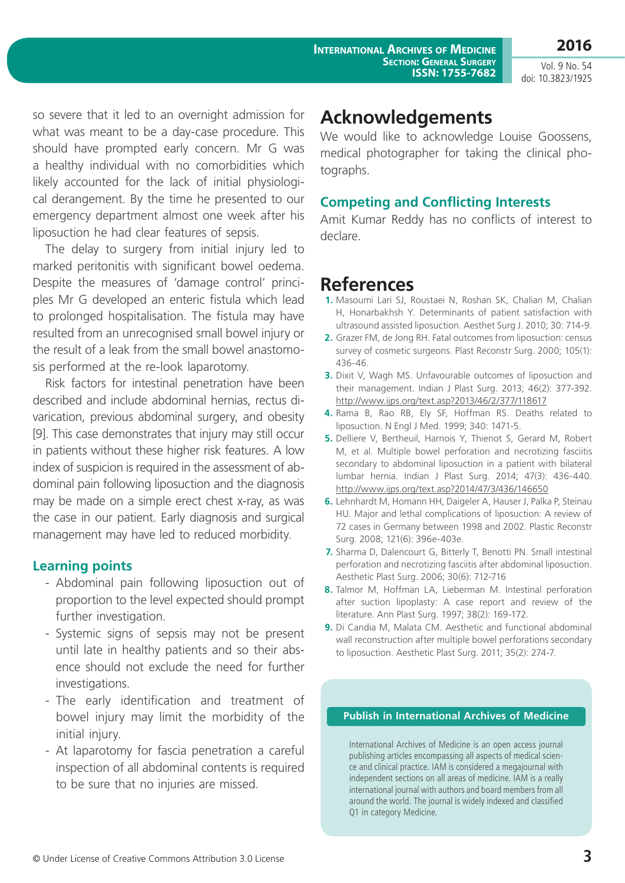so severe that it led to an overnight admission for what was meant to be a day-case procedure. This should have prompted early concern. Mr G was a healthy individual with no comorbidities which likely accounted for the lack of initial physiological derangement. By the time he presented to our emergency department almost one week after his liposuction he had clear features of sepsis.

The delay to surgery from initial injury led to marked peritonitis with significant bowel oedema. Despite the measures of 'damage control' principles Mr G developed an enteric fistula which lead to prolonged hospitalisation. The fistula may have resulted from an unrecognised small bowel injury or the result of a leak from the small bowel anastomosis performed at the re-look laparotomy.

Risk factors for intestinal penetration have been described and include abdominal hernias, rectus divarication, previous abdominal surgery, and obesity [9]. This case demonstrates that injury may still occur in patients without these higher risk features. A low index of suspicion is required in the assessment of abdominal pain following liposuction and the diagnosis may be made on a simple erect chest x-ray, as was the case in our patient. Early diagnosis and surgical management may have led to reduced morbidity.

### Learning points

- Abdominal pain following liposuction out of proportion to the level expected should prompt further investigation.
- Systemic signs of sepsis may not be present until late in healthy patients and so their absence should not exclude the need for further investigations.
- The early identification and treatment of bowel injury may limit the morbidity of the initial injury.
- At laparotomy for fascia penetration a careful inspection of all abdominal contents is required to be sure that no injuries are missed.

## Acknowledgements

We would like to acknowledge Louise Goossens, medical photographer for taking the clinical photographs.

### Competing and Conflicting Interests

Amit Kumar Reddy has no conflicts of interest to declare.

## References

1. Masoumi Lari SJ, Roustaei N, Roshan SK, Chalian M, Chalian H, Honarbakhsh Y. Determinants of patient satisfaction with ultrasound assisted liposuction. Aesthet Surg J. 2010; 30: 714-9.
2. Grazer FM, de Jong RH. Fatal outcomes from liposuction: census survey of cosmetic surgeons. Plast Reconstr Surg. 2000; 105(1): 436-46.
3. Dixit V, Wagh MS. Unfavourable outcomes of liposuction and their management. Indian J Plast Surg. 2013; 46(2): 377-392. http://www.ijps.org/text.asp?2013/46/2/377/118617
4. Rama B, Rao RB, Ely SF, Hoffman RS. Deaths related to liposuction. N Engl J Med. 1999; 340: 1471-5.
5. Delliere V, Bertheuil, Harnois Y, Thienot S, Gerard M, Robert M, et al. Multiple bowel perforation and necrotizing fasciitis secondary to abdominal liposuction in a patient with bilateral lumbar hernia. Indian J Plast Surg. 2014; 47(3): 436-440. http://www.ijps.org/text.asp?2014/47/3/436/146650
6. Lehnhardt M, Homann HH, Daigeler A, Hauser J, Palka P, Steinau HU. Major and lethal complications of liposuction: A review of 72 cases in Germany between 1998 and 2002. Plastic Reconstr Surg. 2008; 121(6): 396e-403e.
7. Sharma D, Dalencourt G, Bitterly T, Benotti PN. Small intestinal perforation and necrotizing fasciitis after abdominal liposuction. Aesthetic Plast Surg. 2006; 30(6): 712-716
8. Talmor M, Hoffman LA, Lieberman M. Intestinal perforation after suction lipoplasty: A case report and review of the literature. Ann Plast Surg. 1997; 38(2): 169-172.
9. Di Candia M, Malata CM. Aesthetic and functional abdominal wall reconstruction after multiple bowel perforations secondary to liposuction. Aesthetic Plast Surg. 2011; 35(2): 274-7.

**Publish in International Archives of Medicine**

International Archives of Medicine is an open access journal publishing articles encompassing all aspects of medical science and clinical practice. IAM is considered a megajournal with independent sections on all areas of medicine. IAM is a really international journal with authors and board members from all around the world. The journal is widely indexed and classified Q1 in category Medicine.